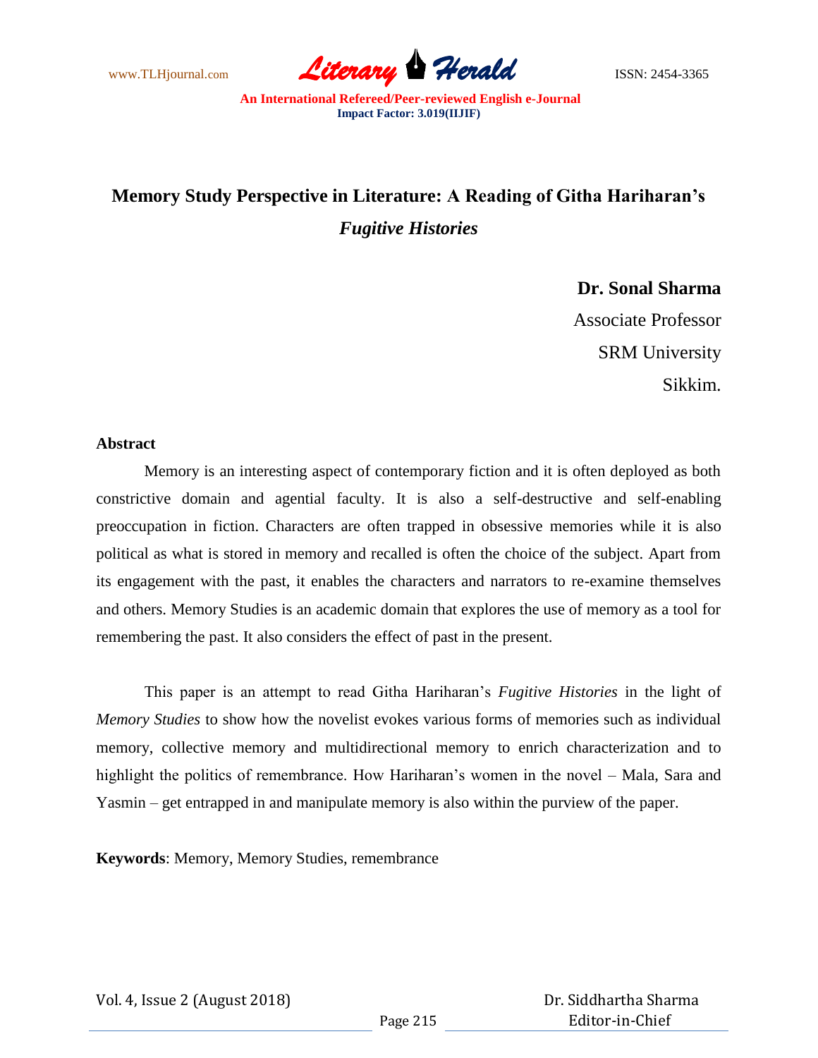# Memory Study Perspective in Literature: A Reading of Githa Hariharan's *Fugitive Histories*

**Dr. Sonal Sharma**
Associate Professor
SRM University
Sikkim.

**Abstract**

Memory is an interesting aspect of contemporary fiction and it is often deployed as both constrictive domain and agential faculty. It is also a self-destructive and self-enabling preoccupation in fiction. Characters are often trapped in obsessive memories while it is also political as what is stored in memory and recalled is often the choice of the subject. Apart from its engagement with the past, it enables the characters and narrators to re-examine themselves and others. Memory Studies is an academic domain that explores the use of memory as a tool for remembering the past. It also considers the effect of past in the present.

This paper is an attempt to read Githa Hariharan's *Fugitive Histories* in the light of *Memory Studies* to show how the novelist evokes various forms of memories such as individual memory, collective memory and multidirectional memory to enrich characterization and to highlight the politics of remembrance. How Hariharan's women in the novel – Mala, Sara and Yasmin – get entrapped in and manipulate memory is also within the purview of the paper.

**Keywords**: Memory, Memory Studies, remembrance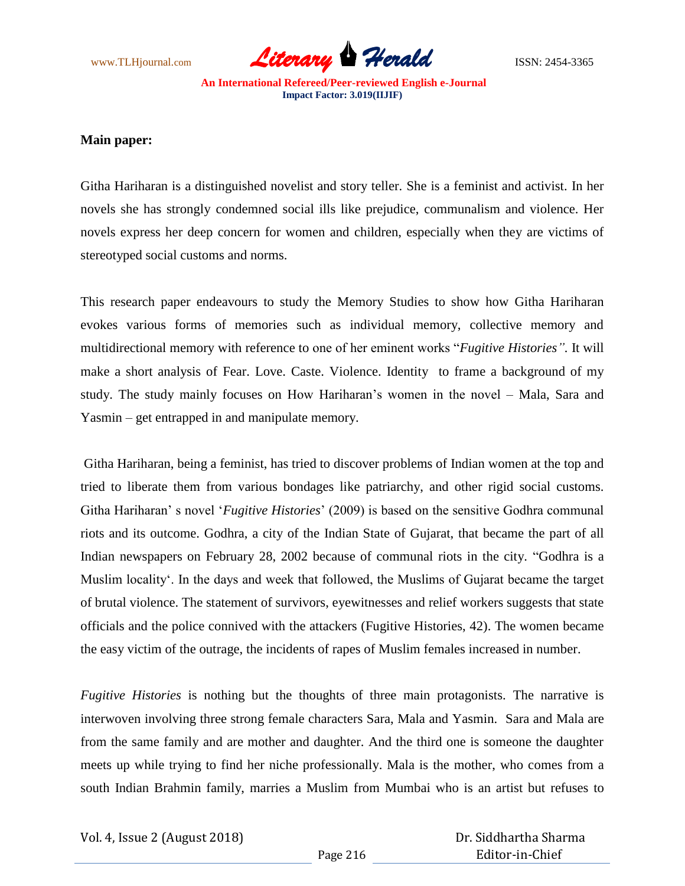**Main paper:**

Githa Hariharan is a distinguished novelist and story teller. She is a feminist and activist. In her novels she has strongly condemned social ills like prejudice, communalism and violence. Her novels express her deep concern for women and children, especially when they are victims of stereotyped social customs and norms.

This research paper endeavours to study the Memory Studies to show how Githa Hariharan evokes various forms of memories such as individual memory, collective memory and multidirectional memory with reference to one of her eminent works "*Fugitive Histories"*. It will make a short analysis of Fear. Love. Caste. Violence. Identity to frame a background of my study. The study mainly focuses on How Hariharan's women in the novel – Mala, Sara and Yasmin – get entrapped in and manipulate memory.

Githa Hariharan, being a feminist, has tried to discover problems of Indian women at the top and tried to liberate them from various bondages like patriarchy, and other rigid social customs. Githa Hariharan' s novel '*Fugitive Histories*' (2009) is based on the sensitive Godhra communal riots and its outcome. Godhra, a city of the Indian State of Gujarat, that became the part of all Indian newspapers on February 28, 2002 because of communal riots in the city. "Godhra is a Muslim locality'. In the days and week that followed, the Muslims of Gujarat became the target of brutal violence. The statement of survivors, eyewitnesses and relief workers suggests that state officials and the police connived with the attackers (Fugitive Histories, 42). The women became the easy victim of the outrage, the incidents of rapes of Muslim females increased in number.

*Fugitive Histories* is nothing but the thoughts of three main protagonists. The narrative is interwoven involving three strong female characters Sara, Mala and Yasmin. Sara and Mala are from the same family and are mother and daughter. And the third one is someone the daughter meets up while trying to find her niche professionally. Mala is the mother, who comes from a south Indian Brahmin family, marries a Muslim from Mumbai who is an artist but refuses to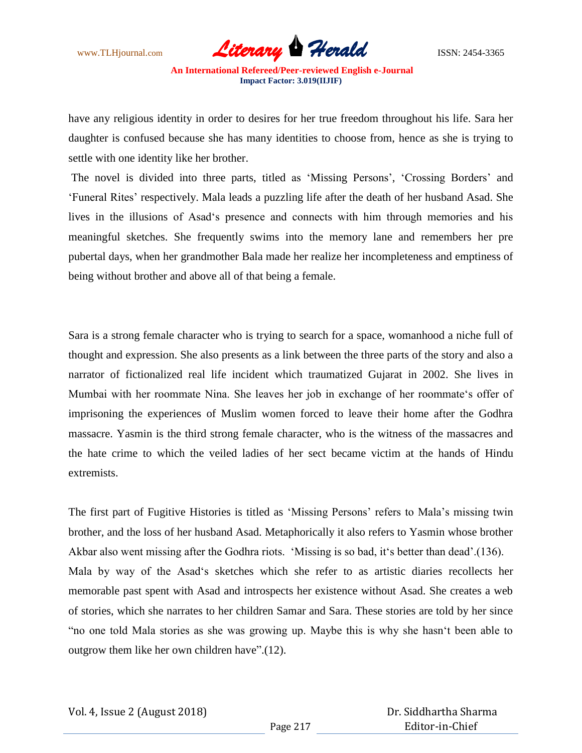have any religious identity in order to desires for her true freedom throughout his life. Sara her daughter is confused because she has many identities to choose from, hence as she is trying to settle with one identity like her brother.

The novel is divided into three parts, titled as 'Missing Persons', 'Crossing Borders' and 'Funeral Rites' respectively. Mala leads a puzzling life after the death of her husband Asad. She lives in the illusions of Asad's presence and connects with him through memories and his meaningful sketches. She frequently swims into the memory lane and remembers her pre pubertal days, when her grandmother Bala made her realize her incompleteness and emptiness of being without brother and above all of that being a female.

Sara is a strong female character who is trying to search for a space, womanhood a niche full of thought and expression. She also presents as a link between the three parts of the story and also a narrator of fictionalized real life incident which traumatized Gujarat in 2002. She lives in Mumbai with her roommate Nina. She leaves her job in exchange of her roommate's offer of imprisoning the experiences of Muslim women forced to leave their home after the Godhra massacre. Yasmin is the third strong female character, who is the witness of the massacres and the hate crime to which the veiled ladies of her sect became victim at the hands of Hindu extremists.

The first part of Fugitive Histories is titled as 'Missing Persons' refers to Mala's missing twin brother, and the loss of her husband Asad. Metaphorically it also refers to Yasmin whose brother Akbar also went missing after the Godhra riots. 'Missing is so bad, it's better than dead'.(136). Mala by way of the Asad's sketches which she refer to as artistic diaries recollects her memorable past spent with Asad and introspects her existence without Asad. She creates a web of stories, which she narrates to her children Samar and Sara. These stories are told by her since "no one told Mala stories as she was growing up. Maybe this is why she hasn't been able to outgrow them like her own children have".(12).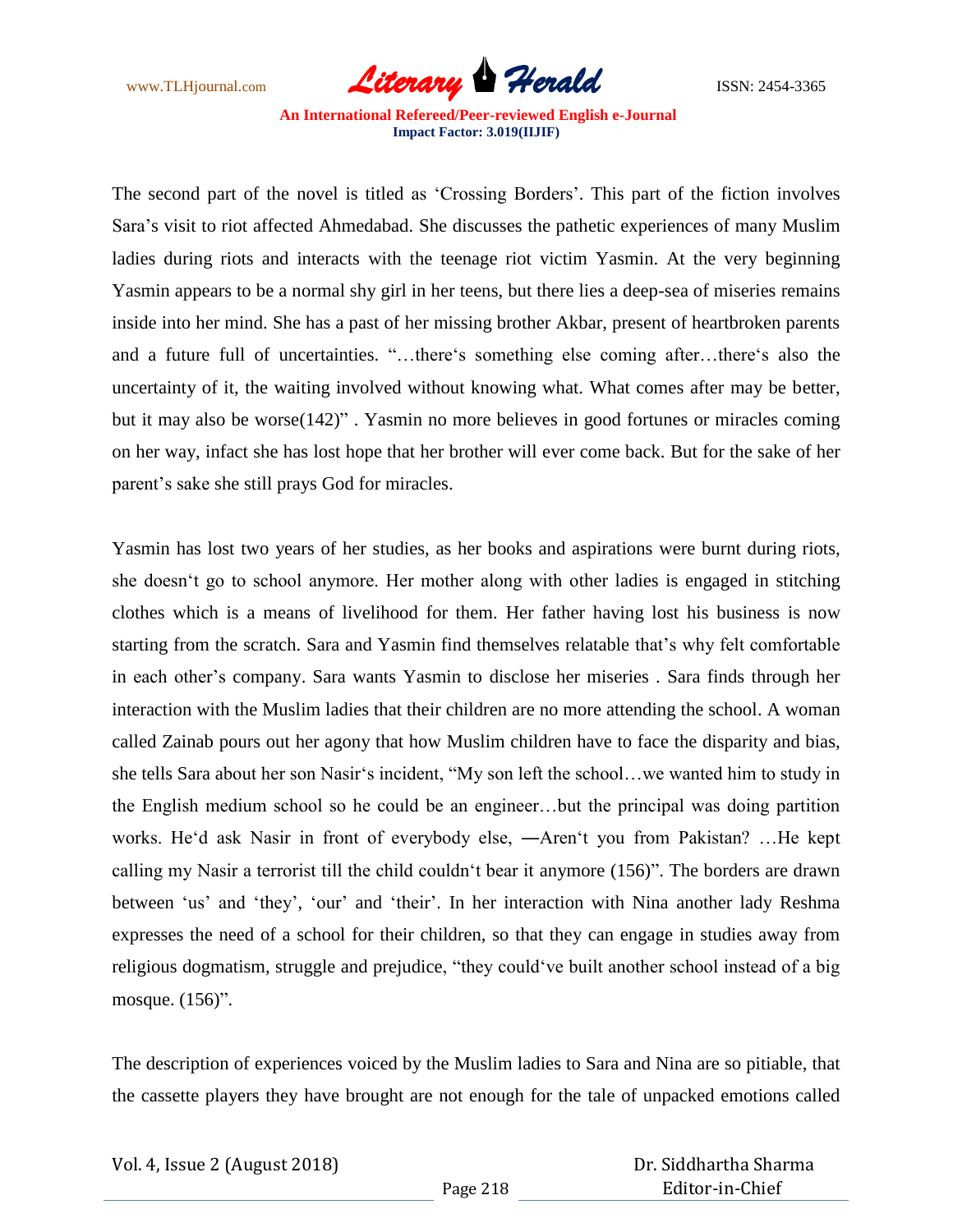The second part of the novel is titled as 'Crossing Borders'. This part of the fiction involves Sara's visit to riot affected Ahmedabad. She discusses the pathetic experiences of many Muslim ladies during riots and interacts with the teenage riot victim Yasmin. At the very beginning Yasmin appears to be a normal shy girl in her teens, but there lies a deep-sea of miseries remains inside into her mind. She has a past of her missing brother Akbar, present of heartbroken parents and a future full of uncertainties. "…there‗s something else coming after…there‗s also the uncertainty of it, the waiting involved without knowing what. What comes after may be better, but it may also be worse(142)" . Yasmin no more believes in good fortunes or miracles coming on her way, infact she has lost hope that her brother will ever come back. But for the sake of her parent's sake she still prays God for miracles.

Yasmin has lost two years of her studies, as her books and aspirations were burnt during riots, she doesn‗t go to school anymore. Her mother along with other ladies is engaged in stitching clothes which is a means of livelihood for them. Her father having lost his business is now starting from the scratch. Sara and Yasmin find themselves relatable that's why felt comfortable in each other's company. Sara wants Yasmin to disclose her miseries . Sara finds through her interaction with the Muslim ladies that their children are no more attending the school. A woman called Zainab pours out her agony that how Muslim children have to face the disparity and bias, she tells Sara about her son Nasir‗s incident, "My son left the school…we wanted him to study in the English medium school so he could be an engineer…but the principal was doing partition works. He‗d ask Nasir in front of everybody else, ―Aren‗t you from Pakistan? …He kept calling my Nasir a terrorist till the child couldn‗t bear it anymore (156)". The borders are drawn between 'us' and 'they', 'our' and 'their'. In her interaction with Nina another lady Reshma expresses the need of a school for their children, so that they can engage in studies away from religious dogmatism, struggle and prejudice, "they could‗ve built another school instead of a big mosque. (156)".

The description of experiences voiced by the Muslim ladies to Sara and Nina are so pitiable, that the cassette players they have brought are not enough for the tale of unpacked emotions called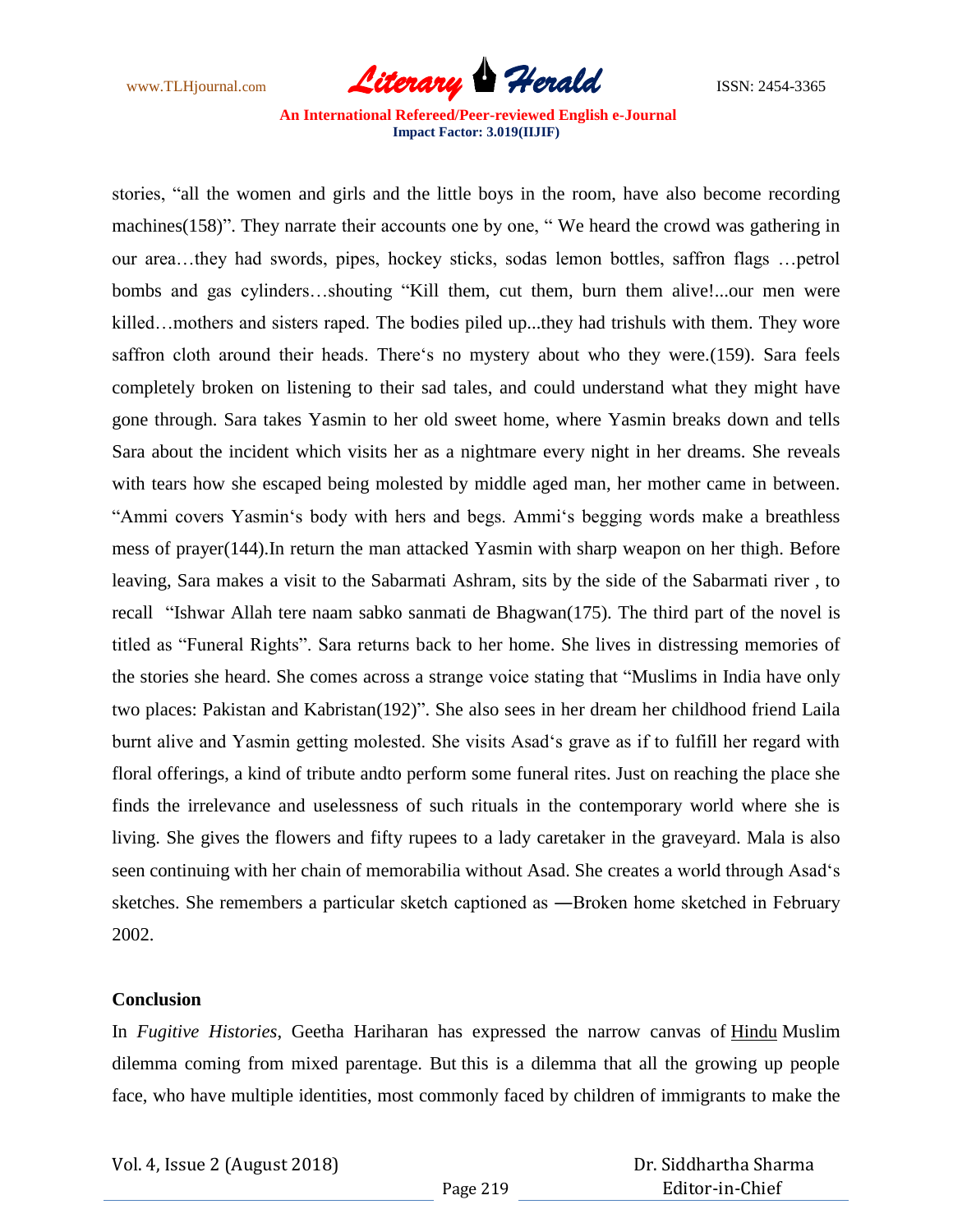stories, "all the women and girls and the little boys in the room, have also become recording machines(158)". They narrate their accounts one by one, " We heard the crowd was gathering in our area…they had swords, pipes, hockey sticks, sodas lemon bottles, saffron flags …petrol bombs and gas cylinders…shouting "Kill them, cut them, burn them alive!...our men were killed…mothers and sisters raped. The bodies piled up...they had trishuls with them. They wore saffron cloth around their heads. There's no mystery about who they were.(159). Sara feels completely broken on listening to their sad tales, and could understand what they might have gone through. Sara takes Yasmin to her old sweet home, where Yasmin breaks down and tells Sara about the incident which visits her as a nightmare every night in her dreams. She reveals with tears how she escaped being molested by middle aged man, her mother came in between. "Ammi covers Yasmin's body with hers and begs. Ammi's begging words make a breathless mess of prayer(144).In return the man attacked Yasmin with sharp weapon on her thigh. Before leaving, Sara makes a visit to the Sabarmati Ashram, sits by the side of the Sabarmati river , to recall "Ishwar Allah tere naam sabko sanmati de Bhagwan(175). The third part of the novel is titled as "Funeral Rights". Sara returns back to her home. She lives in distressing memories of the stories she heard. She comes across a strange voice stating that "Muslims in India have only two places: Pakistan and Kabristan(192)". She also sees in her dream her childhood friend Laila burnt alive and Yasmin getting molested. She visits Asad's grave as if to fulfill her regard with floral offerings, a kind of tribute andto perform some funeral rites. Just on reaching the place she finds the irrelevance and uselessness of such rituals in the contemporary world where she is living. She gives the flowers and fifty rupees to a lady caretaker in the graveyard. Mala is also seen continuing with her chain of memorabilia without Asad. She creates a world through Asad's sketches. She remembers a particular sketch captioned as ―Broken home sketched in February 2002.

## Conclusion

In *Fugitive Histories*, Geetha Hariharan has expressed the narrow canvas of Hindu Muslim dilemma coming from mixed parentage. But this is a dilemma that all the growing up people face, who have multiple identities, most commonly faced by children of immigrants to make the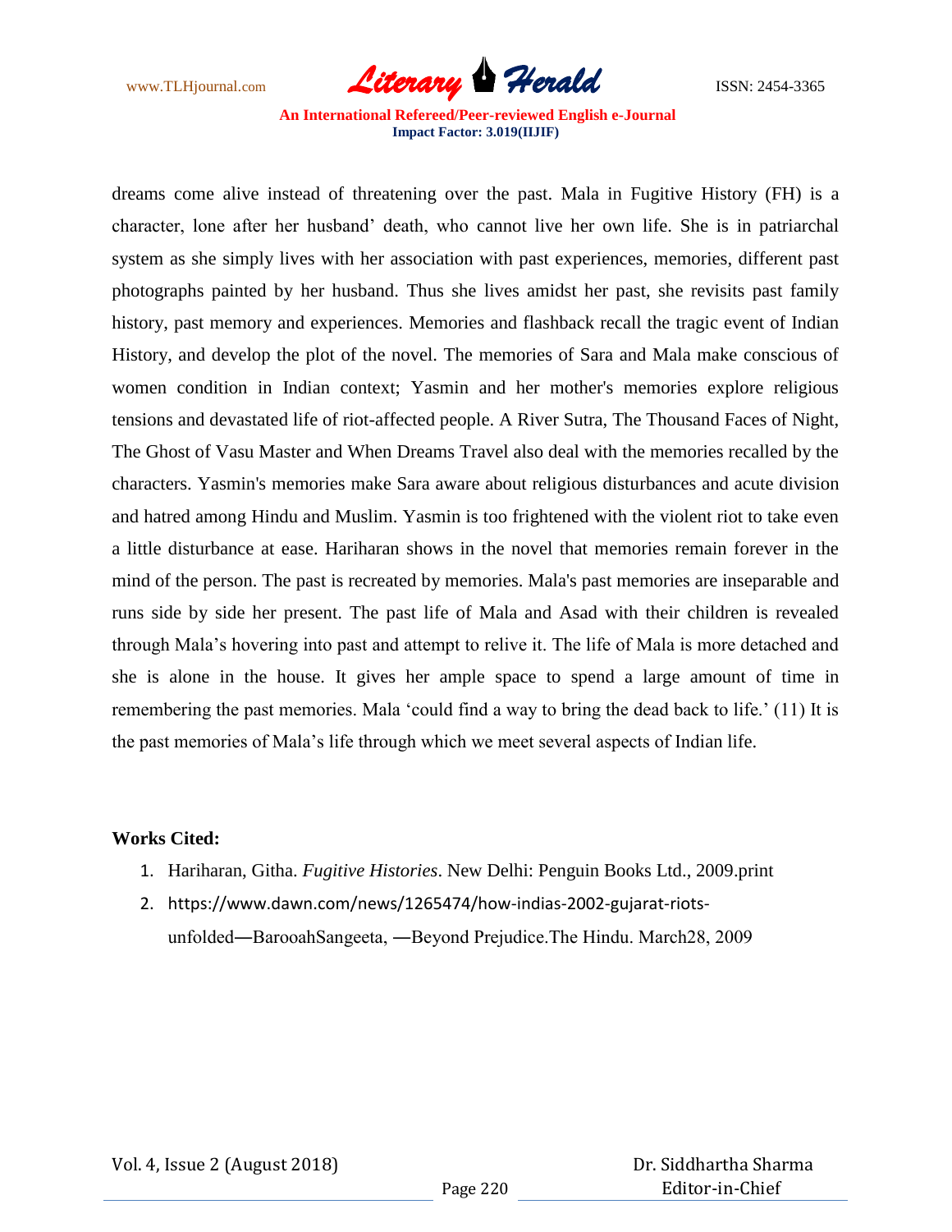dreams come alive instead of threatening over the past. Mala in Fugitive History (FH) is a character, lone after her husband' death, who cannot live her own life. She is in patriarchal system as she simply lives with her association with past experiences, memories, different past photographs painted by her husband. Thus she lives amidst her past, she revisits past family history, past memory and experiences. Memories and flashback recall the tragic event of Indian History, and develop the plot of the novel. The memories of Sara and Mala make conscious of women condition in Indian context; Yasmin and her mother's memories explore religious tensions and devastated life of riot-affected people. A River Sutra, The Thousand Faces of Night, The Ghost of Vasu Master and When Dreams Travel also deal with the memories recalled by the characters. Yasmin's memories make Sara aware about religious disturbances and acute division and hatred among Hindu and Muslim. Yasmin is too frightened with the violent riot to take even a little disturbance at ease. Hariharan shows in the novel that memories remain forever in the mind of the person. The past is recreated by memories. Mala's past memories are inseparable and runs side by side her present. The past life of Mala and Asad with their children is revealed through Mala's hovering into past and attempt to relive it. The life of Mala is more detached and she is alone in the house. It gives her ample space to spend a large amount of time in remembering the past memories. Mala 'could find a way to bring the dead back to life.' (11) It is the past memories of Mala's life through which we meet several aspects of Indian life.

**Works Cited:**

1. Hariharan, Githa. *Fugitive Histories*. New Delhi: Penguin Books Ltd., 2009.print
2. https://www.dawn.com/news/1265474/how-indias-2002-gujarat-riots-unfolded—BarooahSangeeta, —Beyond Prejudice.The Hindu. March28, 2009